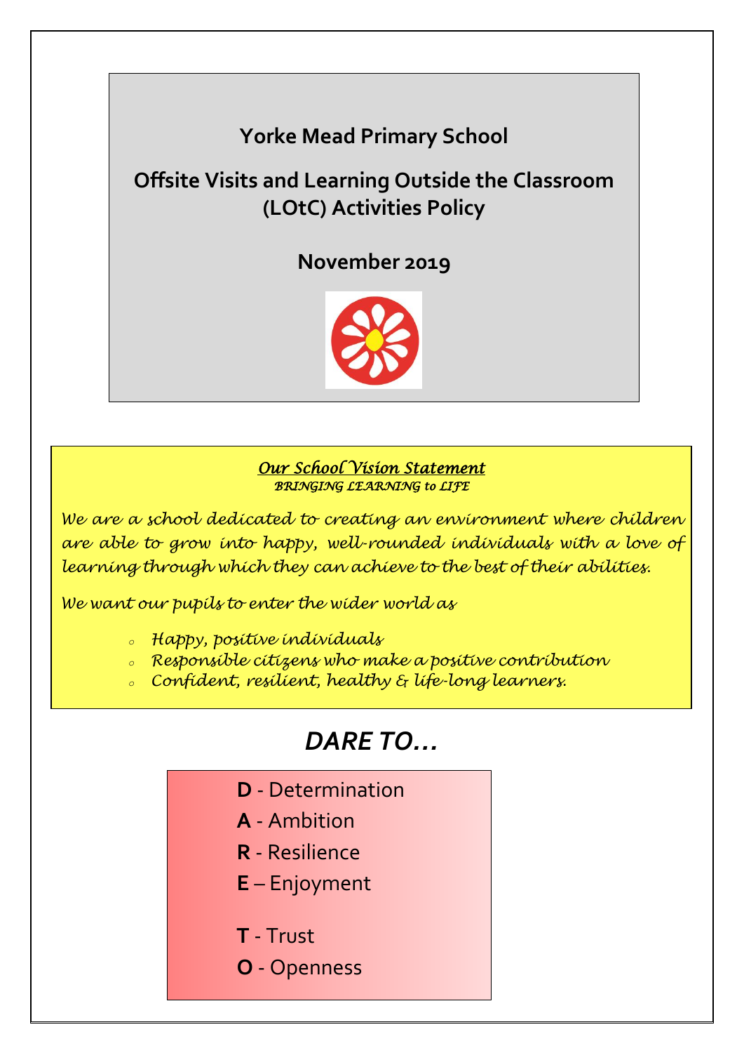# Yorke Mead Primary School

## Offsite Visits and Learning Outside the Classroom (LOtC) Activities Policy

**November 2019**

***Our School Vision Statement***

***BRINGING LEARNING to LIFE***

*We are a school dedicated to creating an environment where children are able to grow into happy, well-rounded individuals with a love of learning through which they can achieve to the best of their abilities.*

*We want our pupils to enter the wider world as*

- *Happy, positive individuals*
- *Responsible citizens who make a positive contribution*
- *Confident, resilient, healthy & life-long learners.*

## *DARE TO…*

**D** - Determination

**A** - Ambition

**R** - Resilience

**E** – Enjoyment

**T** - Trust

**O** - Openness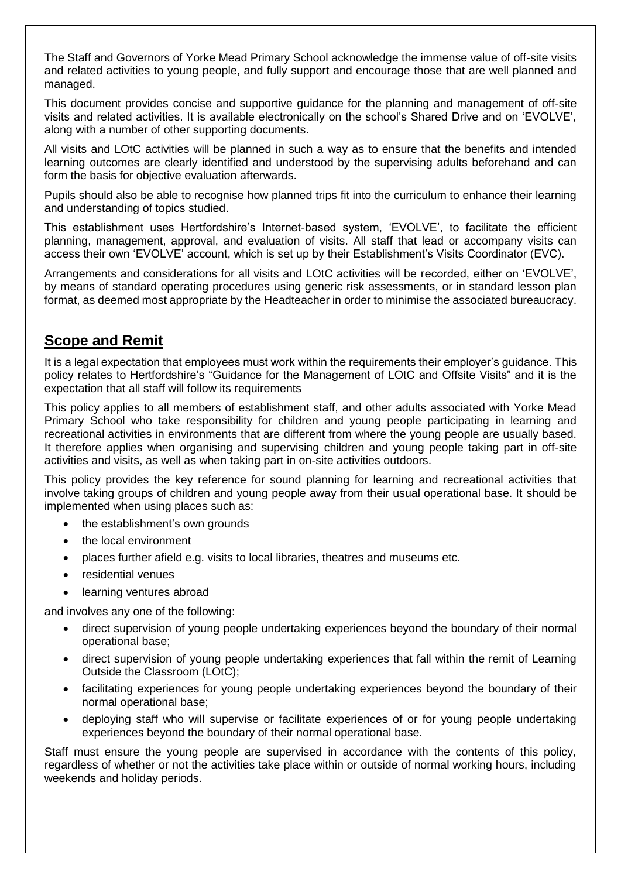The Staff and Governors of Yorke Mead Primary School acknowledge the immense value of off-site visits and related activities to young people, and fully support and encourage those that are well planned and managed.

This document provides concise and supportive guidance for the planning and management of off-site visits and related activities. It is available electronically on the school's Shared Drive and on 'EVOLVE', along with a number of other supporting documents.

All visits and LOtC activities will be planned in such a way as to ensure that the benefits and intended learning outcomes are clearly identified and understood by the supervising adults beforehand and can form the basis for objective evaluation afterwards.

Pupils should also be able to recognise how planned trips fit into the curriculum to enhance their learning and understanding of topics studied.

This establishment uses Hertfordshire's Internet-based system, 'EVOLVE', to facilitate the efficient planning, management, approval, and evaluation of visits. All staff that lead or accompany visits can access their own 'EVOLVE' account, which is set up by their Establishment's Visits Coordinator (EVC).

Arrangements and considerations for all visits and LOtC activities will be recorded, either on 'EVOLVE', by means of standard operating procedures using generic risk assessments, or in standard lesson plan format, as deemed most appropriate by the Headteacher in order to minimise the associated bureaucracy.

## Scope and Remit

It is a legal expectation that employees must work within the requirements their employer's guidance. This policy relates to Hertfordshire's "Guidance for the Management of LOtC and Offsite Visits" and it is the expectation that all staff will follow its requirements

This policy applies to all members of establishment staff, and other adults associated with Yorke Mead Primary School who take responsibility for children and young people participating in learning and recreational activities in environments that are different from where the young people are usually based. It therefore applies when organising and supervising children and young people taking part in off-site activities and visits, as well as when taking part in on-site activities outdoors.

This policy provides the key reference for sound planning for learning and recreational activities that involve taking groups of children and young people away from their usual operational base. It should be implemented when using places such as:

- the establishment's own grounds
- the local environment
- places further afield e.g. visits to local libraries, theatres and museums etc.
- residential venues
- learning ventures abroad

and involves any one of the following:

- direct supervision of young people undertaking experiences beyond the boundary of their normal operational base;
- direct supervision of young people undertaking experiences that fall within the remit of Learning Outside the Classroom (LOtC);
- facilitating experiences for young people undertaking experiences beyond the boundary of their normal operational base;
- deploying staff who will supervise or facilitate experiences of or for young people undertaking experiences beyond the boundary of their normal operational base.

Staff must ensure the young people are supervised in accordance with the contents of this policy, regardless of whether or not the activities take place within or outside of normal working hours, including weekends and holiday periods.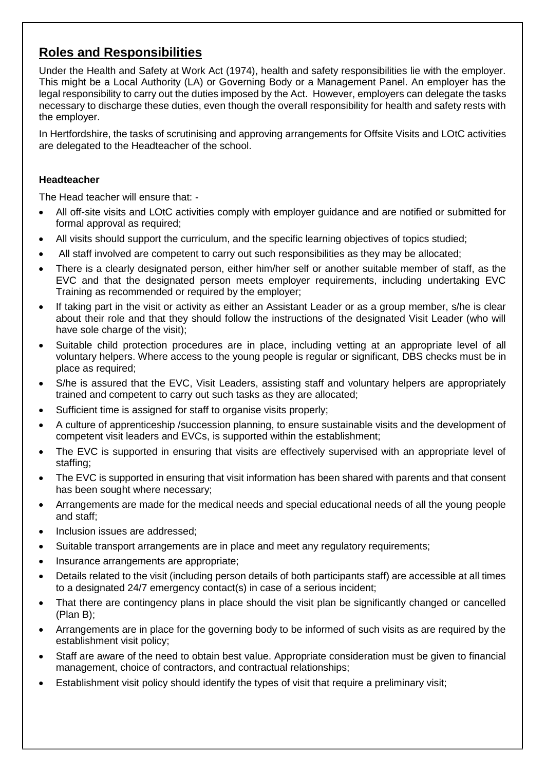## Roles and Responsibilities

Under the Health and Safety at Work Act (1974), health and safety responsibilities lie with the employer. This might be a Local Authority (LA) or Governing Body or a Management Panel. An employer has the legal responsibility to carry out the duties imposed by the Act. However, employers can delegate the tasks necessary to discharge these duties, even though the overall responsibility for health and safety rests with the employer.

In Hertfordshire, the tasks of scrutinising and approving arrangements for Offsite Visits and LOtC activities are delegated to the Headteacher of the school.

### Headteacher

The Head teacher will ensure that: -

- All off-site visits and LOtC activities comply with employer guidance and are notified or submitted for formal approval as required;
- All visits should support the curriculum, and the specific learning objectives of topics studied;
- All staff involved are competent to carry out such responsibilities as they may be allocated;
- There is a clearly designated person, either him/her self or another suitable member of staff, as the EVC and that the designated person meets employer requirements, including undertaking EVC Training as recommended or required by the employer;
- If taking part in the visit or activity as either an Assistant Leader or as a group member, s/he is clear about their role and that they should follow the instructions of the designated Visit Leader (who will have sole charge of the visit);
- Suitable child protection procedures are in place, including vetting at an appropriate level of all voluntary helpers. Where access to the young people is regular or significant, DBS checks must be in place as required;
- S/he is assured that the EVC, Visit Leaders, assisting staff and voluntary helpers are appropriately trained and competent to carry out such tasks as they are allocated;
- Sufficient time is assigned for staff to organise visits properly;
- A culture of apprenticeship /succession planning, to ensure sustainable visits and the development of competent visit leaders and EVCs, is supported within the establishment;
- The EVC is supported in ensuring that visits are effectively supervised with an appropriate level of staffing;
- The EVC is supported in ensuring that visit information has been shared with parents and that consent has been sought where necessary;
- Arrangements are made for the medical needs and special educational needs of all the young people and staff;
- Inclusion issues are addressed;
- Suitable transport arrangements are in place and meet any regulatory requirements;
- Insurance arrangements are appropriate;
- Details related to the visit (including person details of both participants staff) are accessible at all times to a designated 24/7 emergency contact(s) in case of a serious incident;
- That there are contingency plans in place should the visit plan be significantly changed or cancelled (Plan B);
- Arrangements are in place for the governing body to be informed of such visits as are required by the establishment visit policy;
- Staff are aware of the need to obtain best value. Appropriate consideration must be given to financial management, choice of contractors, and contractual relationships;
- Establishment visit policy should identify the types of visit that require a preliminary visit;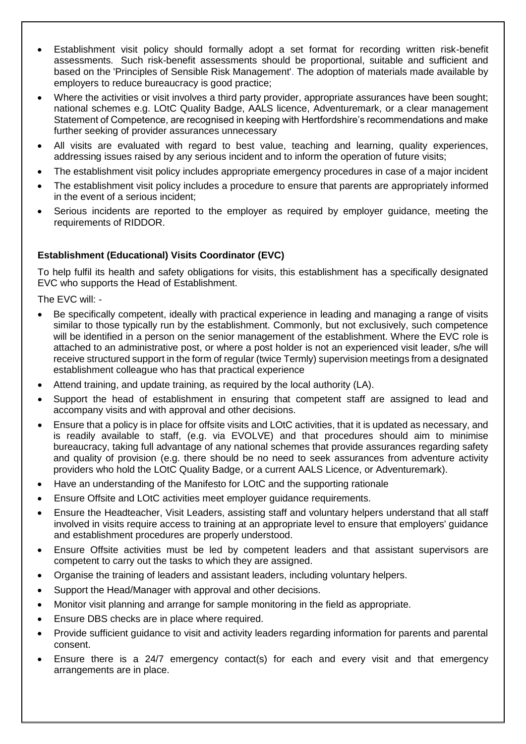- Establishment visit policy should formally adopt a set format for recording written risk-benefit assessments. Such risk-benefit assessments should be proportional, suitable and sufficient and based on the 'Principles of Sensible Risk Management'. The adoption of materials made available by employers to reduce bureaucracy is good practice;
- Where the activities or visit involves a third party provider, appropriate assurances have been sought; national schemes e.g. LOtC Quality Badge, AALS licence, Adventuremark, or a clear management Statement of Competence, are recognised in keeping with Hertfordshire's recommendations and make further seeking of provider assurances unnecessary
- All visits are evaluated with regard to best value, teaching and learning, quality experiences, addressing issues raised by any serious incident and to inform the operation of future visits;
- The establishment visit policy includes appropriate emergency procedures in case of a major incident
- The establishment visit policy includes a procedure to ensure that parents are appropriately informed in the event of a serious incident;
- Serious incidents are reported to the employer as required by employer guidance, meeting the requirements of RIDDOR.

**Establishment (Educational) Visits Coordinator (EVC)**

To help fulfil its health and safety obligations for visits, this establishment has a specifically designated EVC who supports the Head of Establishment.

The EVC will: -

- Be specifically competent, ideally with practical experience in leading and managing a range of visits similar to those typically run by the establishment. Commonly, but not exclusively, such competence will be identified in a person on the senior management of the establishment. Where the EVC role is attached to an administrative post, or where a post holder is not an experienced visit leader, s/he will receive structured support in the form of regular (twice Termly) supervision meetings from a designated establishment colleague who has that practical experience
- Attend training, and update training, as required by the local authority (LA).
- Support the head of establishment in ensuring that competent staff are assigned to lead and accompany visits and with approval and other decisions.
- Ensure that a policy is in place for offsite visits and LOtC activities, that it is updated as necessary, and is readily available to staff, (e.g. via EVOLVE) and that procedures should aim to minimise bureaucracy, taking full advantage of any national schemes that provide assurances regarding safety and quality of provision (e.g. there should be no need to seek assurances from adventure activity providers who hold the LOtC Quality Badge, or a current AALS Licence, or Adventuremark).
- Have an understanding of the Manifesto for LOtC and the supporting rationale
- Ensure Offsite and LOtC activities meet employer guidance requirements.
- Ensure the Headteacher, Visit Leaders, assisting staff and voluntary helpers understand that all staff involved in visits require access to training at an appropriate level to ensure that employers' guidance and establishment procedures are properly understood.
- Ensure Offsite activities must be led by competent leaders and that assistant supervisors are competent to carry out the tasks to which they are assigned.
- Organise the training of leaders and assistant leaders, including voluntary helpers.
- Support the Head/Manager with approval and other decisions.
- Monitor visit planning and arrange for sample monitoring in the field as appropriate.
- Ensure DBS checks are in place where required.
- Provide sufficient guidance to visit and activity leaders regarding information for parents and parental consent.
- Ensure there is a 24/7 emergency contact(s) for each and every visit and that emergency arrangements are in place.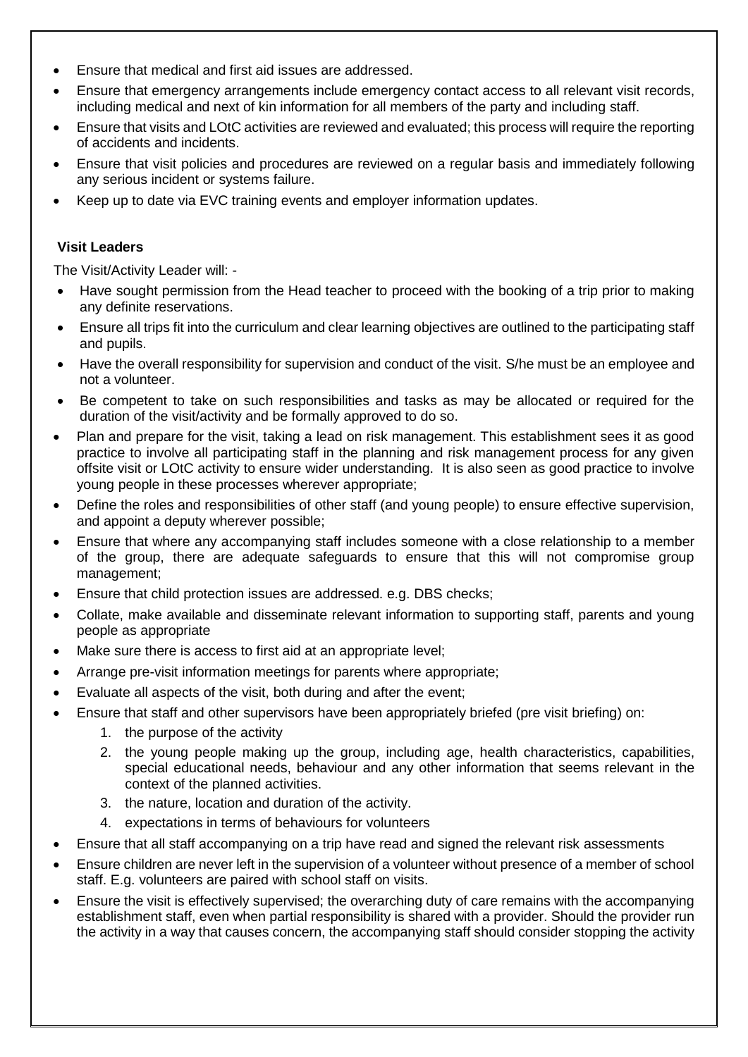- Ensure that medical and first aid issues are addressed.
- Ensure that emergency arrangements include emergency contact access to all relevant visit records, including medical and next of kin information for all members of the party and including staff.
- Ensure that visits and LOtC activities are reviewed and evaluated; this process will require the reporting of accidents and incidents.
- Ensure that visit policies and procedures are reviewed on a regular basis and immediately following any serious incident or systems failure.
- Keep up to date via EVC training events and employer information updates.

**Visit Leaders**

The Visit/Activity Leader will: -

- Have sought permission from the Head teacher to proceed with the booking of a trip prior to making any definite reservations.
- Ensure all trips fit into the curriculum and clear learning objectives are outlined to the participating staff and pupils.
- Have the overall responsibility for supervision and conduct of the visit. S/he must be an employee and not a volunteer.
- Be competent to take on such responsibilities and tasks as may be allocated or required for the duration of the visit/activity and be formally approved to do so.
- Plan and prepare for the visit, taking a lead on risk management. This establishment sees it as good practice to involve all participating staff in the planning and risk management process for any given offsite visit or LOtC activity to ensure wider understanding. It is also seen as good practice to involve young people in these processes wherever appropriate;
- Define the roles and responsibilities of other staff (and young people) to ensure effective supervision, and appoint a deputy wherever possible;
- Ensure that where any accompanying staff includes someone with a close relationship to a member of the group, there are adequate safeguards to ensure that this will not compromise group management;
- Ensure that child protection issues are addressed. e.g. DBS checks;
- Collate, make available and disseminate relevant information to supporting staff, parents and young people as appropriate
- Make sure there is access to first aid at an appropriate level;
- Arrange pre-visit information meetings for parents where appropriate;
- Evaluate all aspects of the visit, both during and after the event;
- Ensure that staff and other supervisors have been appropriately briefed (pre visit briefing) on:
    1. the purpose of the activity
    2. the young people making up the group, including age, health characteristics, capabilities, special educational needs, behaviour and any other information that seems relevant in the context of the planned activities.
    3. the nature, location and duration of the activity.
    4. expectations in terms of behaviours for volunteers
- Ensure that all staff accompanying on a trip have read and signed the relevant risk assessments
- Ensure children are never left in the supervision of a volunteer without presence of a member of school staff. E.g. volunteers are paired with school staff on visits.
- Ensure the visit is effectively supervised; the overarching duty of care remains with the accompanying establishment staff, even when partial responsibility is shared with a provider. Should the provider run the activity in a way that causes concern, the accompanying staff should consider stopping the activity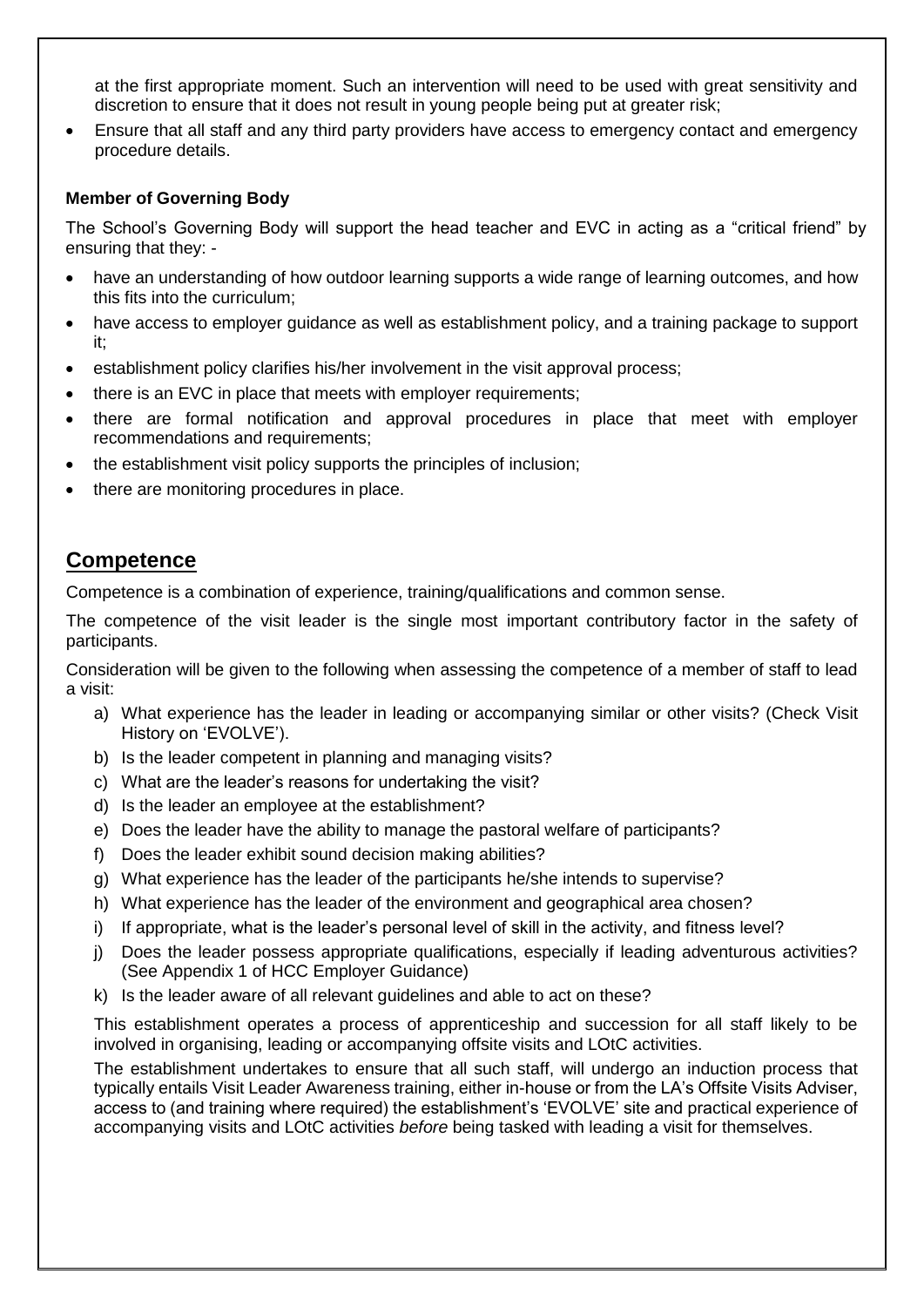at the first appropriate moment. Such an intervention will need to be used with great sensitivity and discretion to ensure that it does not result in young people being put at greater risk;

- Ensure that all staff and any third party providers have access to emergency contact and emergency procedure details.

**Member of Governing Body**

The School's Governing Body will support the head teacher and EVC in acting as a "critical friend" by ensuring that they: -

- have an understanding of how outdoor learning supports a wide range of learning outcomes, and how this fits into the curriculum;
- have access to employer guidance as well as establishment policy, and a training package to support it;
- establishment policy clarifies his/her involvement in the visit approval process;
- there is an EVC in place that meets with employer requirements;
- there are formal notification and approval procedures in place that meet with employer recommendations and requirements;
- the establishment visit policy supports the principles of inclusion;
- there are monitoring procedures in place.

## Competence

Competence is a combination of experience, training/qualifications and common sense.

The competence of the visit leader is the single most important contributory factor in the safety of participants.

Consideration will be given to the following when assessing the competence of a member of staff to lead a visit:

a) What experience has the leader in leading or accompanying similar or other visits? (Check Visit History on 'EVOLVE').
b) Is the leader competent in planning and managing visits?
c) What are the leader's reasons for undertaking the visit?
d) Is the leader an employee at the establishment?
e) Does the leader have the ability to manage the pastoral welfare of participants?
f) Does the leader exhibit sound decision making abilities?
g) What experience has the leader of the participants he/she intends to supervise?
h) What experience has the leader of the environment and geographical area chosen?
i) If appropriate, what is the leader's personal level of skill in the activity, and fitness level?
j) Does the leader possess appropriate qualifications, especially if leading adventurous activities? (See Appendix 1 of HCC Employer Guidance)
k) Is the leader aware of all relevant guidelines and able to act on these?

This establishment operates a process of apprenticeship and succession for all staff likely to be involved in organising, leading or accompanying offsite visits and LOtC activities.

The establishment undertakes to ensure that all such staff, will undergo an induction process that typically entails Visit Leader Awareness training, either in-house or from the LA's Offsite Visits Adviser, access to (and training where required) the establishment's 'EVOLVE' site and practical experience of accompanying visits and LOtC activities *before* being tasked with leading a visit for themselves.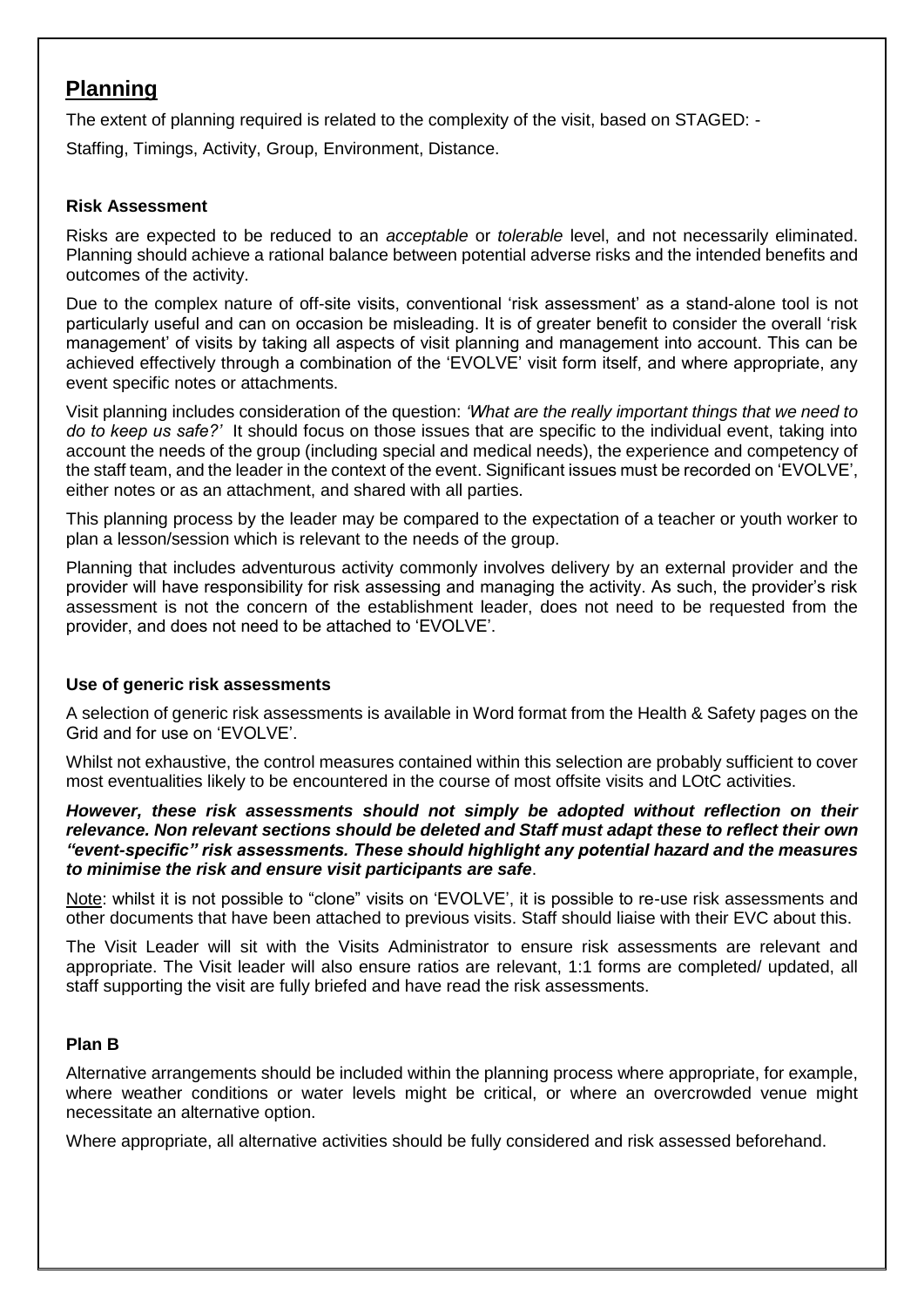## Planning

The extent of planning required is related to the complexity of the visit, based on STAGED: -

Staffing, Timings, Activity, Group, Environment, Distance.

### Risk Assessment

Risks are expected to be reduced to an *acceptable* or *tolerable* level, and not necessarily eliminated. Planning should achieve a rational balance between potential adverse risks and the intended benefits and outcomes of the activity.

Due to the complex nature of off-site visits, conventional 'risk assessment' as a stand-alone tool is not particularly useful and can on occasion be misleading. It is of greater benefit to consider the overall 'risk management' of visits by taking all aspects of visit planning and management into account. This can be achieved effectively through a combination of the 'EVOLVE' visit form itself, and where appropriate, any event specific notes or attachments.

Visit planning includes consideration of the question: *'What are the really important things that we need to do to keep us safe?'* It should focus on those issues that are specific to the individual event, taking into account the needs of the group (including special and medical needs), the experience and competency of the staff team, and the leader in the context of the event. Significant issues must be recorded on 'EVOLVE', either notes or as an attachment, and shared with all parties.

This planning process by the leader may be compared to the expectation of a teacher or youth worker to plan a lesson/session which is relevant to the needs of the group.

Planning that includes adventurous activity commonly involves delivery by an external provider and the provider will have responsibility for risk assessing and managing the activity. As such, the provider's risk assessment is not the concern of the establishment leader, does not need to be requested from the provider, and does not need to be attached to 'EVOLVE'.

### Use of generic risk assessments

A selection of generic risk assessments is available in Word format from the Health & Safety pages on the Grid and for use on 'EVOLVE'.

Whilst not exhaustive, the control measures contained within this selection are probably sufficient to cover most eventualities likely to be encountered in the course of most offsite visits and LOtC activities.

***However, these risk assessments should not simply be adopted without reflection on their relevance. Non relevant sections should be deleted and Staff must adapt these to reflect their own "event-specific" risk assessments. These should highlight any potential hazard and the measures to minimise the risk and ensure visit participants are safe***.

Note: whilst it is not possible to "clone" visits on 'EVOLVE', it is possible to re-use risk assessments and other documents that have been attached to previous visits. Staff should liaise with their EVC about this.

The Visit Leader will sit with the Visits Administrator to ensure risk assessments are relevant and appropriate. The Visit leader will also ensure ratios are relevant, 1:1 forms are completed/ updated, all staff supporting the visit are fully briefed and have read the risk assessments.

### Plan B

Alternative arrangements should be included within the planning process where appropriate, for example, where weather conditions or water levels might be critical, or where an overcrowded venue might necessitate an alternative option.

Where appropriate, all alternative activities should be fully considered and risk assessed beforehand.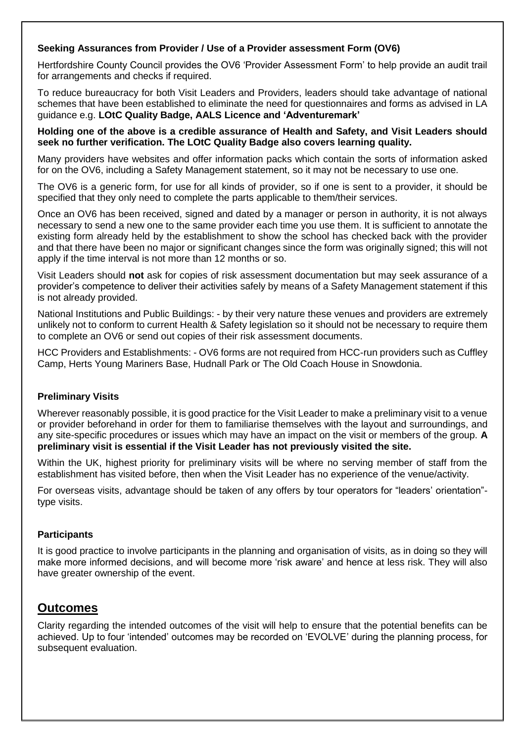**Seeking Assurances from Provider / Use of a Provider assessment Form (OV6)**

Hertfordshire County Council provides the OV6 'Provider Assessment Form' to help provide an audit trail for arrangements and checks if required.

To reduce bureaucracy for both Visit Leaders and Providers, leaders should take advantage of national schemes that have been established to eliminate the need for questionnaires and forms as advised in LA guidance e.g. **LOtC Quality Badge, AALS Licence and 'Adventuremark'**

**Holding one of the above is a credible assurance of Health and Safety, and Visit Leaders should seek no further verification. The LOtC Quality Badge also covers learning quality.**

Many providers have websites and offer information packs which contain the sorts of information asked for on the OV6, including a Safety Management statement, so it may not be necessary to use one.

The OV6 is a generic form, for use for all kinds of provider, so if one is sent to a provider, it should be specified that they only need to complete the parts applicable to them/their services.

Once an OV6 has been received, signed and dated by a manager or person in authority, it is not always necessary to send a new one to the same provider each time you use them. It is sufficient to annotate the existing form already held by the establishment to show the school has checked back with the provider and that there have been no major or significant changes since the form was originally signed; this will not apply if the time interval is not more than 12 months or so.

Visit Leaders should **not** ask for copies of risk assessment documentation but may seek assurance of a provider's competence to deliver their activities safely by means of a Safety Management statement if this is not already provided.

National Institutions and Public Buildings: - by their very nature these venues and providers are extremely unlikely not to conform to current Health & Safety legislation so it should not be necessary to require them to complete an OV6 or send out copies of their risk assessment documents.

HCC Providers and Establishments: - OV6 forms are not required from HCC-run providers such as Cuffley Camp, Herts Young Mariners Base, Hudnall Park or The Old Coach House in Snowdonia.

**Preliminary Visits**

Wherever reasonably possible, it is good practice for the Visit Leader to make a preliminary visit to a venue or provider beforehand in order for them to familiarise themselves with the layout and surroundings, and any site-specific procedures or issues which may have an impact on the visit or members of the group. **A preliminary visit is essential if the Visit Leader has not previously visited the site.**

Within the UK, highest priority for preliminary visits will be where no serving member of staff from the establishment has visited before, then when the Visit Leader has no experience of the venue/activity.

For overseas visits, advantage should be taken of any offers by tour operators for "leaders' orientation"-type visits.

**Participants**

It is good practice to involve participants in the planning and organisation of visits, as in doing so they will make more informed decisions, and will become more 'risk aware' and hence at less risk. They will also have greater ownership of the event.

## Outcomes

Clarity regarding the intended outcomes of the visit will help to ensure that the potential benefits can be achieved. Up to four 'intended' outcomes may be recorded on 'EVOLVE' during the planning process, for subsequent evaluation.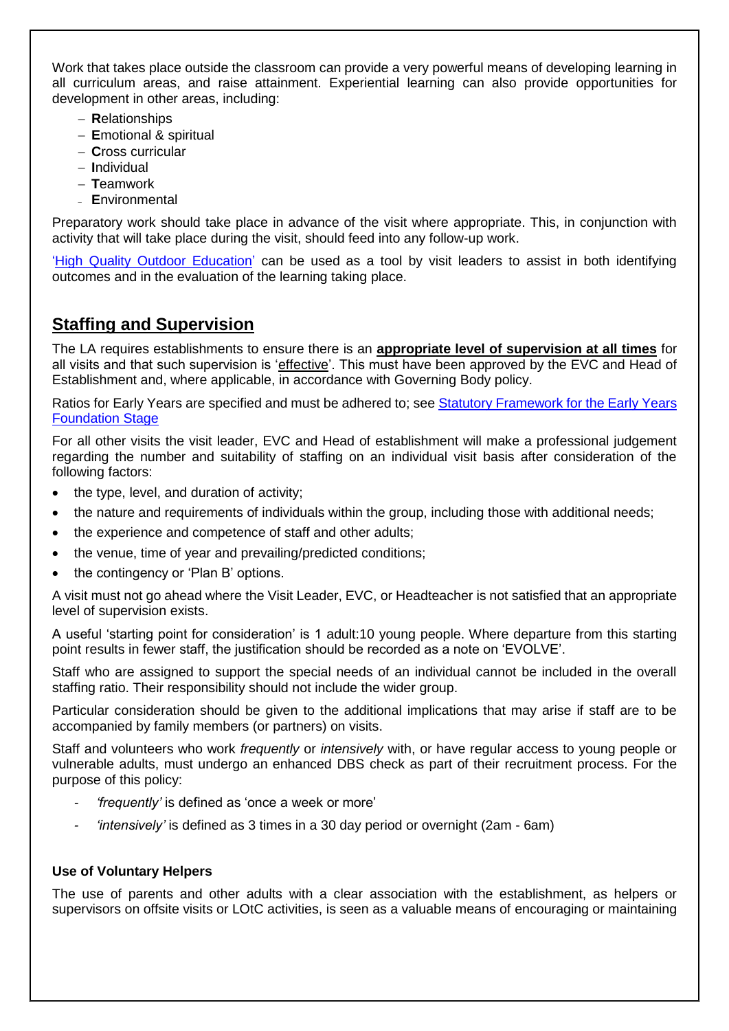Work that takes place outside the classroom can provide a very powerful means of developing learning in all curriculum areas, and raise attainment. Experiential learning can also provide opportunities for development in other areas, including:

- **R**elationships
- **E**motional & spiritual
- **C**ross curricular
- **I**ndividual
- **T**eamwork
- **E**nvironmental

Preparatory work should take place in advance of the visit where appropriate. This, in conjunction with activity that will take place during the visit, should feed into any follow-up work.

'High Quality Outdoor Education' can be used as a tool by visit leaders to assist in both identifying outcomes and in the evaluation of the learning taking place.

## Staffing and Supervision

The LA requires establishments to ensure there is an **appropriate level of supervision at all times** for all visits and that such supervision is 'effective'. This must have been approved by the EVC and Head of Establishment and, where applicable, in accordance with Governing Body policy.

Ratios for Early Years are specified and must be adhered to; see Statutory Framework for the Early Years Foundation Stage

For all other visits the visit leader, EVC and Head of establishment will make a professional judgement regarding the number and suitability of staffing on an individual visit basis after consideration of the following factors:

- the type, level, and duration of activity;
- the nature and requirements of individuals within the group, including those with additional needs;
- the experience and competence of staff and other adults;
- the venue, time of year and prevailing/predicted conditions;
- the contingency or 'Plan B' options.

A visit must not go ahead where the Visit Leader, EVC, or Headteacher is not satisfied that an appropriate level of supervision exists.

A useful 'starting point for consideration' is 1 adult:10 young people. Where departure from this starting point results in fewer staff, the justification should be recorded as a note on 'EVOLVE'.

Staff who are assigned to support the special needs of an individual cannot be included in the overall staffing ratio. Their responsibility should not include the wider group.

Particular consideration should be given to the additional implications that may arise if staff are to be accompanied by family members (or partners) on visits.

Staff and volunteers who work *frequently* or *intensively* with, or have regular access to young people or vulnerable adults, must undergo an enhanced DBS check as part of their recruitment process. For the purpose of this policy:

- *'frequently'* is defined as 'once a week or more'
- *'intensively'* is defined as 3 times in a 30 day period or overnight (2am - 6am)

### Use of Voluntary Helpers

The use of parents and other adults with a clear association with the establishment, as helpers or supervisors on offsite visits or LOtC activities, is seen as a valuable means of encouraging or maintaining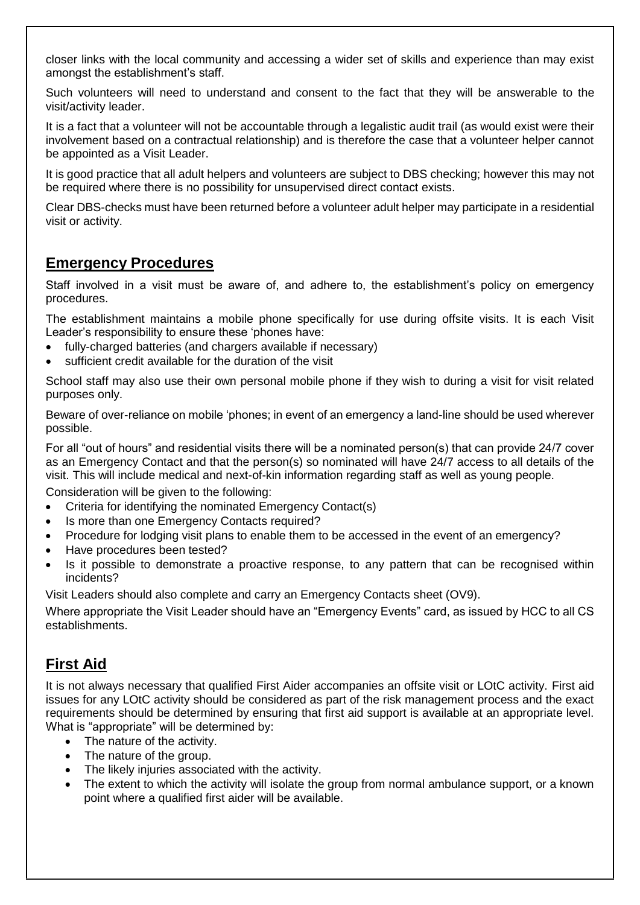closer links with the local community and accessing a wider set of skills and experience than may exist amongst the establishment's staff.

Such volunteers will need to understand and consent to the fact that they will be answerable to the visit/activity leader.

It is a fact that a volunteer will not be accountable through a legalistic audit trail (as would exist were their involvement based on a contractual relationship) and is therefore the case that a volunteer helper cannot be appointed as a Visit Leader.

It is good practice that all adult helpers and volunteers are subject to DBS checking; however this may not be required where there is no possibility for unsupervised direct contact exists.

Clear DBS-checks must have been returned before a volunteer adult helper may participate in a residential visit or activity.

## Emergency Procedures

Staff involved in a visit must be aware of, and adhere to, the establishment's policy on emergency procedures.

The establishment maintains a mobile phone specifically for use during offsite visits. It is each Visit Leader's responsibility to ensure these 'phones have:

- fully-charged batteries (and chargers available if necessary)
- sufficient credit available for the duration of the visit

School staff may also use their own personal mobile phone if they wish to during a visit for visit related purposes only.

Beware of over-reliance on mobile 'phones; in event of an emergency a land-line should be used wherever possible.

For all "out of hours" and residential visits there will be a nominated person(s) that can provide 24/7 cover as an Emergency Contact and that the person(s) so nominated will have 24/7 access to all details of the visit. This will include medical and next-of-kin information regarding staff as well as young people.

Consideration will be given to the following:

- Criteria for identifying the nominated Emergency Contact(s)
- Is more than one Emergency Contacts required?
- Procedure for lodging visit plans to enable them to be accessed in the event of an emergency?
- Have procedures been tested?
- Is it possible to demonstrate a proactive response, to any pattern that can be recognised within incidents?

Visit Leaders should also complete and carry an Emergency Contacts sheet (OV9).

Where appropriate the Visit Leader should have an "Emergency Events" card, as issued by HCC to all CS establishments.

## First Aid

It is not always necessary that qualified First Aider accompanies an offsite visit or LOtC activity. First aid issues for any LOtC activity should be considered as part of the risk management process and the exact requirements should be determined by ensuring that first aid support is available at an appropriate level. What is "appropriate" will be determined by:

- The nature of the activity.
- The nature of the group.
- The likely injuries associated with the activity.
- The extent to which the activity will isolate the group from normal ambulance support, or a known point where a qualified first aider will be available.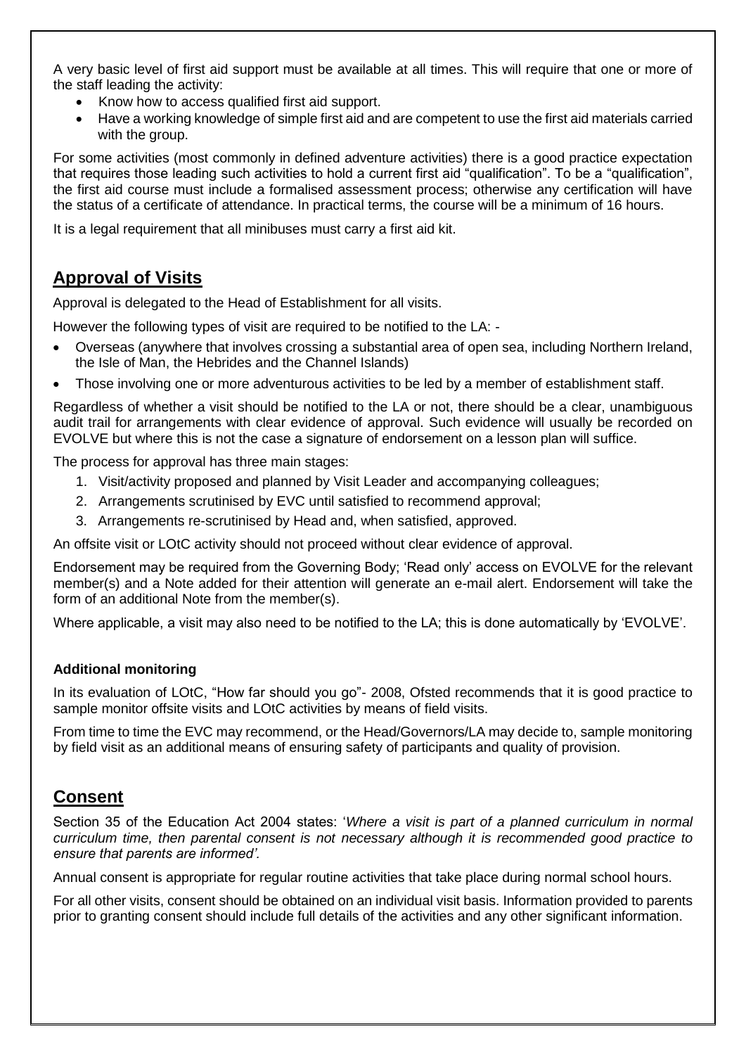A very basic level of first aid support must be available at all times. This will require that one or more of the staff leading the activity:

- Know how to access qualified first aid support.
- Have a working knowledge of simple first aid and are competent to use the first aid materials carried with the group.

For some activities (most commonly in defined adventure activities) there is a good practice expectation that requires those leading such activities to hold a current first aid "qualification". To be a "qualification", the first aid course must include a formalised assessment process; otherwise any certification will have the status of a certificate of attendance. In practical terms, the course will be a minimum of 16 hours.

It is a legal requirement that all minibuses must carry a first aid kit.

## Approval of Visits

Approval is delegated to the Head of Establishment for all visits.

However the following types of visit are required to be notified to the LA: -

- Overseas (anywhere that involves crossing a substantial area of open sea, including Northern Ireland, the Isle of Man, the Hebrides and the Channel Islands)
- Those involving one or more adventurous activities to be led by a member of establishment staff.

Regardless of whether a visit should be notified to the LA or not, there should be a clear, unambiguous audit trail for arrangements with clear evidence of approval. Such evidence will usually be recorded on EVOLVE but where this is not the case a signature of endorsement on a lesson plan will suffice.

The process for approval has three main stages:

1. Visit/activity proposed and planned by Visit Leader and accompanying colleagues;
2. Arrangements scrutinised by EVC until satisfied to recommend approval;
3. Arrangements re-scrutinised by Head and, when satisfied, approved.

An offsite visit or LOtC activity should not proceed without clear evidence of approval.

Endorsement may be required from the Governing Body; 'Read only' access on EVOLVE for the relevant member(s) and a Note added for their attention will generate an e-mail alert. Endorsement will take the form of an additional Note from the member(s).

Where applicable, a visit may also need to be notified to the LA; this is done automatically by 'EVOLVE'.

#### Additional monitoring

In its evaluation of LOtC, "How far should you go"- 2008, Ofsted recommends that it is good practice to sample monitor offsite visits and LOtC activities by means of field visits.

From time to time the EVC may recommend, or the Head/Governors/LA may decide to, sample monitoring by field visit as an additional means of ensuring safety of participants and quality of provision.

## Consent

Section 35 of the Education Act 2004 states: '*Where a visit is part of a planned curriculum in normal curriculum time, then parental consent is not necessary although it is recommended good practice to ensure that parents are informed'.*

Annual consent is appropriate for regular routine activities that take place during normal school hours.

For all other visits, consent should be obtained on an individual visit basis. Information provided to parents prior to granting consent should include full details of the activities and any other significant information.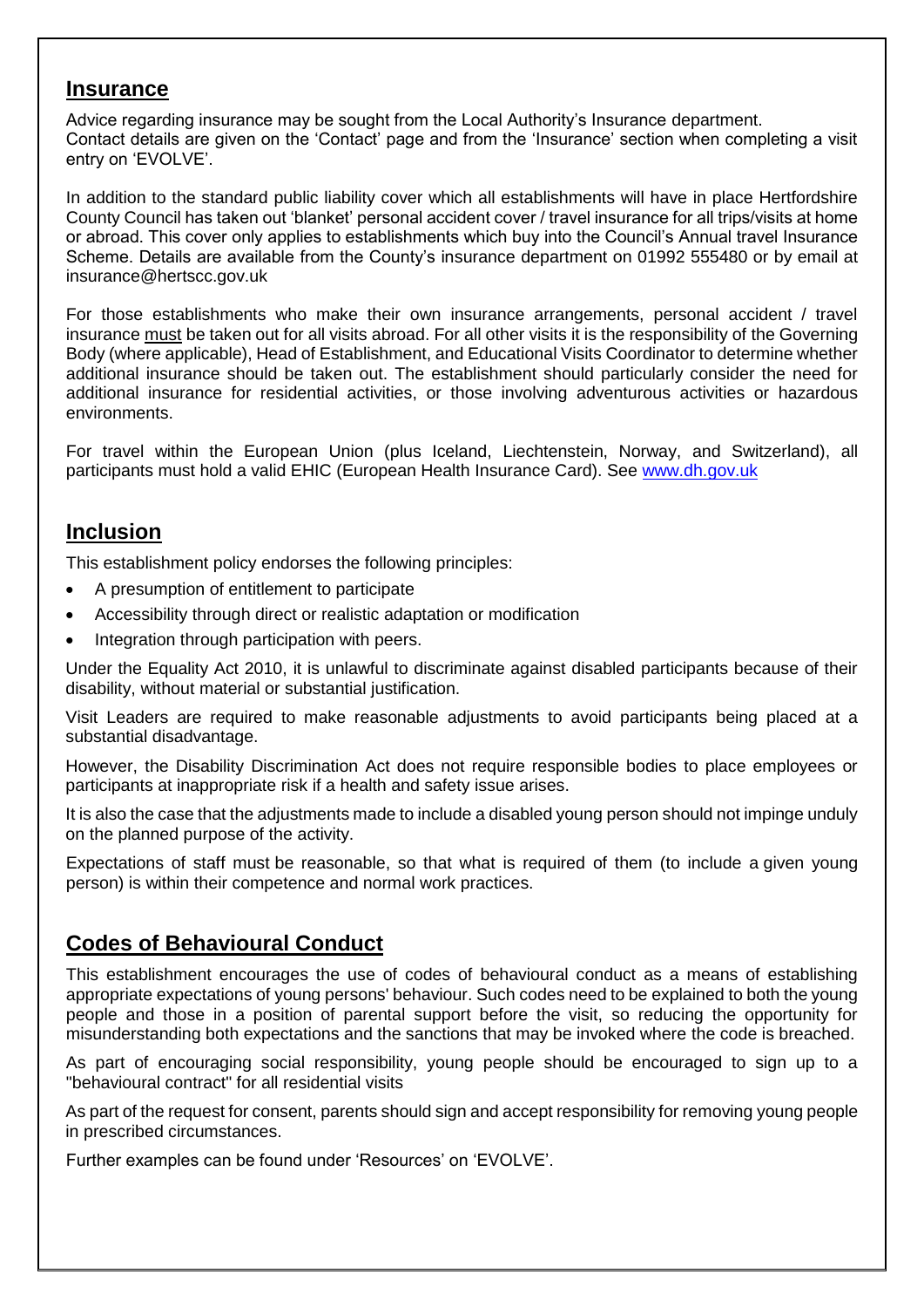## Insurance

Advice regarding insurance may be sought from the Local Authority's Insurance department. Contact details are given on the 'Contact' page and from the 'Insurance' section when completing a visit entry on 'EVOLVE'.

In addition to the standard public liability cover which all establishments will have in place Hertfordshire County Council has taken out 'blanket' personal accident cover / travel insurance for all trips/visits at home or abroad. This cover only applies to establishments which buy into the Council's Annual travel Insurance Scheme. Details are available from the County's insurance department on 01992 555480 or by email at insurance@hertscc.gov.uk

For those establishments who make their own insurance arrangements, personal accident / travel insurance must be taken out for all visits abroad. For all other visits it is the responsibility of the Governing Body (where applicable), Head of Establishment, and Educational Visits Coordinator to determine whether additional insurance should be taken out. The establishment should particularly consider the need for additional insurance for residential activities, or those involving adventurous activities or hazardous environments.

For travel within the European Union (plus Iceland, Liechtenstein, Norway, and Switzerland), all participants must hold a valid EHIC (European Health Insurance Card). See [www.dh.gov.uk](http://www.dh.gov.uk)

## Inclusion

This establishment policy endorses the following principles:

- A presumption of entitlement to participate
- Accessibility through direct or realistic adaptation or modification
- Integration through participation with peers.

Under the Equality Act 2010, it is unlawful to discriminate against disabled participants because of their disability, without material or substantial justification.

Visit Leaders are required to make reasonable adjustments to avoid participants being placed at a substantial disadvantage.

However, the Disability Discrimination Act does not require responsible bodies to place employees or participants at inappropriate risk if a health and safety issue arises.

It is also the case that the adjustments made to include a disabled young person should not impinge unduly on the planned purpose of the activity.

Expectations of staff must be reasonable, so that what is required of them (to include a given young person) is within their competence and normal work practices.

## Codes of Behavioural Conduct

This establishment encourages the use of codes of behavioural conduct as a means of establishing appropriate expectations of young persons' behaviour. Such codes need to be explained to both the young people and those in a position of parental support before the visit, so reducing the opportunity for misunderstanding both expectations and the sanctions that may be invoked where the code is breached.

As part of encouraging social responsibility, young people should be encouraged to sign up to a "behavioural contract" for all residential visits

As part of the request for consent, parents should sign and accept responsibility for removing young people in prescribed circumstances.

Further examples can be found under 'Resources' on 'EVOLVE'.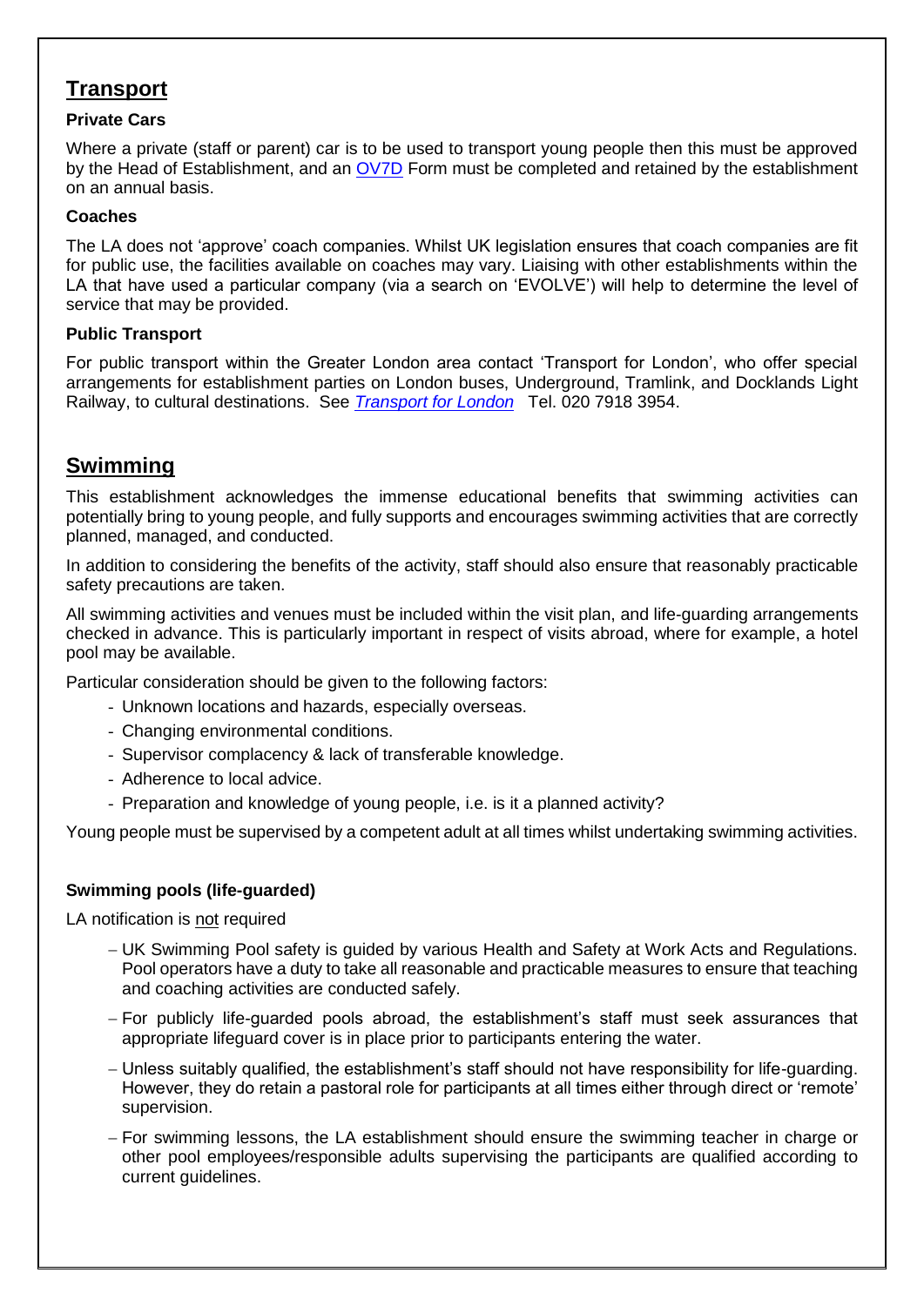## Transport

### Private Cars

Where a private (staff or parent) car is to be used to transport young people then this must be approved by the Head of Establishment, and an OV7D Form must be completed and retained by the establishment on an annual basis.

### Coaches

The LA does not 'approve' coach companies. Whilst UK legislation ensures that coach companies are fit for public use, the facilities available on coaches may vary. Liaising with other establishments within the LA that have used a particular company (via a search on 'EVOLVE') will help to determine the level of service that may be provided.

### Public Transport

For public transport within the Greater London area contact 'Transport for London', who offer special arrangements for establishment parties on London buses, Underground, Tramlink, and Docklands Light Railway, to cultural destinations. See *Transport for London* Tel. 020 7918 3954.

## Swimming

This establishment acknowledges the immense educational benefits that swimming activities can potentially bring to young people, and fully supports and encourages swimming activities that are correctly planned, managed, and conducted.

In addition to considering the benefits of the activity, staff should also ensure that reasonably practicable safety precautions are taken.

All swimming activities and venues must be included within the visit plan, and life-guarding arrangements checked in advance. This is particularly important in respect of visits abroad, where for example, a hotel pool may be available.

Particular consideration should be given to the following factors:

- Unknown locations and hazards, especially overseas.
- Changing environmental conditions.
- Supervisor complacency & lack of transferable knowledge.
- Adherence to local advice.
- Preparation and knowledge of young people, i.e. is it a planned activity?

Young people must be supervised by a competent adult at all times whilst undertaking swimming activities.

### Swimming pools (life-guarded)

LA notification is not required

- UK Swimming Pool safety is guided by various Health and Safety at Work Acts and Regulations. Pool operators have a duty to take all reasonable and practicable measures to ensure that teaching and coaching activities are conducted safely.
- For publicly life-guarded pools abroad, the establishment's staff must seek assurances that appropriate lifeguard cover is in place prior to participants entering the water.
- Unless suitably qualified, the establishment's staff should not have responsibility for life-guarding. However, they do retain a pastoral role for participants at all times either through direct or 'remote' supervision.
- For swimming lessons, the LA establishment should ensure the swimming teacher in charge or other pool employees/responsible adults supervising the participants are qualified according to current guidelines.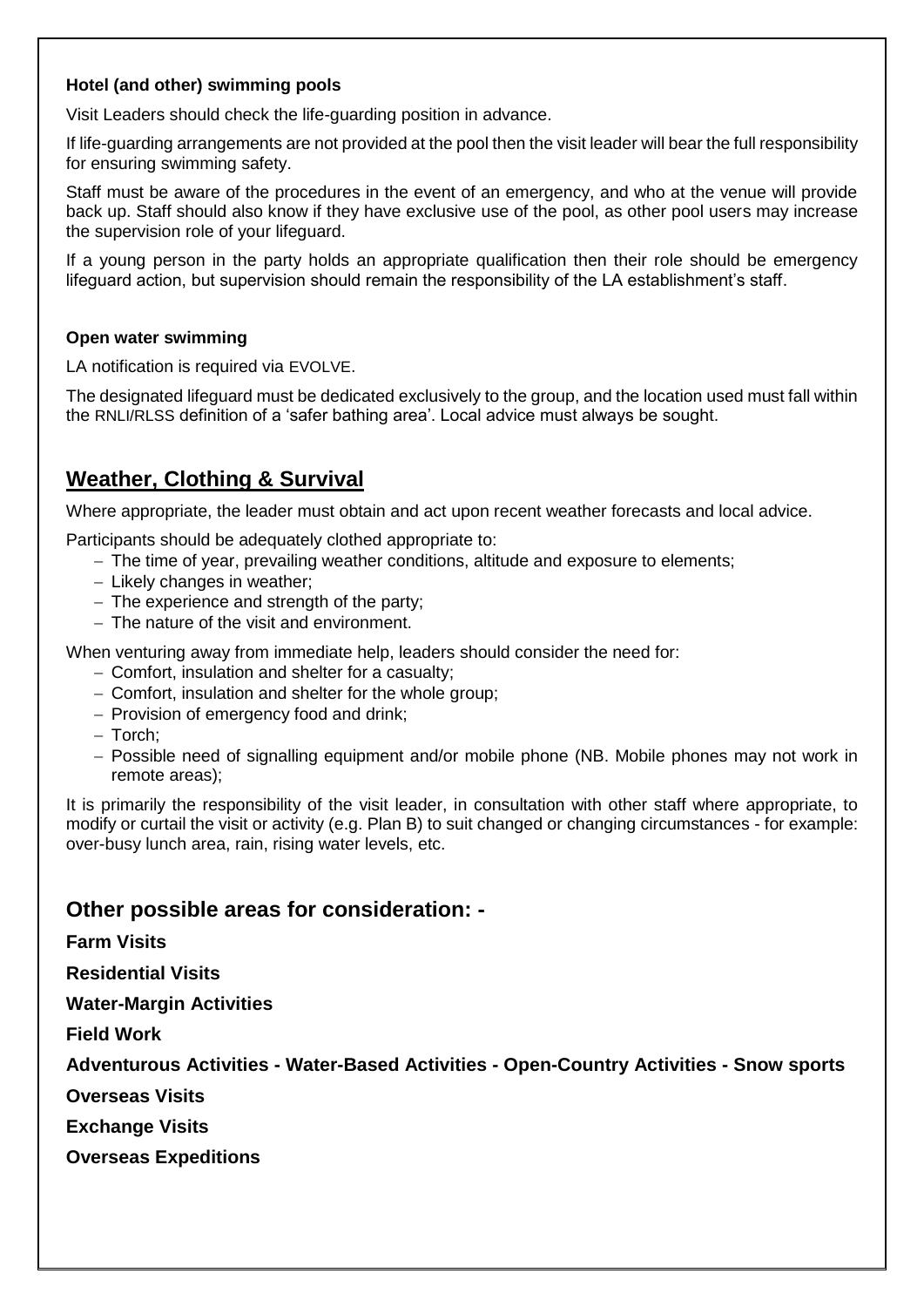**Hotel (and other) swimming pools**

Visit Leaders should check the life-guarding position in advance.

If life-guarding arrangements are not provided at the pool then the visit leader will bear the full responsibility for ensuring swimming safety.

Staff must be aware of the procedures in the event of an emergency, and who at the venue will provide back up. Staff should also know if they have exclusive use of the pool, as other pool users may increase the supervision role of your lifeguard.

If a young person in the party holds an appropriate qualification then their role should be emergency lifeguard action, but supervision should remain the responsibility of the LA establishment's staff.

**Open water swimming**

LA notification is required via EVOLVE.

The designated lifeguard must be dedicated exclusively to the group, and the location used must fall within the RNLI/RLSS definition of a 'safer bathing area'. Local advice must always be sought.

## Weather, Clothing & Survival

Where appropriate, the leader must obtain and act upon recent weather forecasts and local advice.

Participants should be adequately clothed appropriate to:

- The time of year, prevailing weather conditions, altitude and exposure to elements;
- Likely changes in weather;
- The experience and strength of the party;
- The nature of the visit and environment.

When venturing away from immediate help, leaders should consider the need for:

- Comfort, insulation and shelter for a casualty;
- Comfort, insulation and shelter for the whole group;
- Provision of emergency food and drink;
- Torch;
- Possible need of signalling equipment and/or mobile phone (NB. Mobile phones may not work in remote areas);

It is primarily the responsibility of the visit leader, in consultation with other staff where appropriate, to modify or curtail the visit or activity (e.g. Plan B) to suit changed or changing circumstances - for example: over-busy lunch area, rain, rising water levels, etc.

## Other possible areas for consideration: -

**Farm Visits**

**Residential Visits**

**Water-Margin Activities**

**Field Work**

**Adventurous Activities - Water-Based Activities - Open-Country Activities - Snow sports**

**Overseas Visits**

**Exchange Visits**

**Overseas Expeditions**